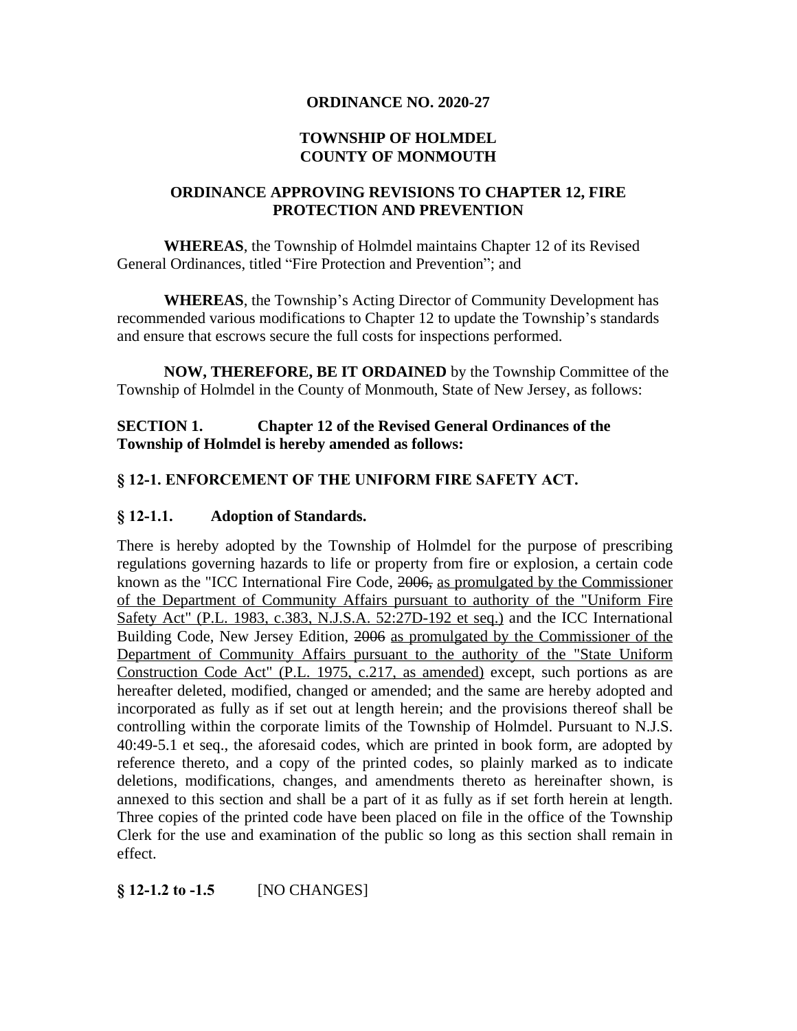**ORDINANCE NO. 2020-27**

**TOWNSHIP OF HOLMDEL**
**COUNTY OF MONMOUTH**

**ORDINANCE APPROVING REVISIONS TO CHAPTER 12, FIRE PROTECTION AND PREVENTION**

**WHEREAS**, the Township of Holmdel maintains Chapter 12 of its Revised General Ordinances, titled "Fire Protection and Prevention"; and

**WHEREAS**, the Township's Acting Director of Community Development has recommended various modifications to Chapter 12 to update the Township's standards and ensure that escrows secure the full costs for inspections performed.

**NOW, THEREFORE, BE IT ORDAINED** by the Township Committee of the Township of Holmdel in the County of Monmouth, State of New Jersey, as follows:

**SECTION 1. Chapter 12 of the Revised General Ordinances of the Township of Holmdel is hereby amended as follows:**

**§ 12-1. ENFORCEMENT OF THE UNIFORM FIRE SAFETY ACT.**

**§ 12-1.1. Adoption of Standards.**

There is hereby adopted by the Township of Holmdel for the purpose of prescribing regulations governing hazards to life or property from fire or explosion, a certain code known as the "ICC International Fire Code, ~~2006,~~ <u>as promulgated by the Commissioner of the Department of Community Affairs pursuant to authority of the "Uniform Fire Safety Act" (P.L. 1983, c.383, N.J.S.A. 52:27D-192 et seq.)</u> and the ICC International Building Code, New Jersey Edition, ~~2006~~ <u>as promulgated by the Commissioner of the Department of Community Affairs pursuant to the authority of the "State Uniform Construction Code Act" (P.L. 1975, c.217, as amended)</u> except, such portions as are hereafter deleted, modified, changed or amended; and the same are hereby adopted and incorporated as fully as if set out at length herein; and the provisions thereof shall be controlling within the corporate limits of the Township of Holmdel. Pursuant to N.J.S. 40:49-5.1 et seq., the aforesaid codes, which are printed in book form, are adopted by reference thereto, and a copy of the printed codes, so plainly marked as to indicate deletions, modifications, changes, and amendments thereto as hereinafter shown, is annexed to this section and shall be a part of it as fully as if set forth herein at length. Three copies of the printed code have been placed on file in the office of the Township Clerk for the use and examination of the public so long as this section shall remain in effect.

**§ 12-1.2 to -1.5** [NO CHANGES]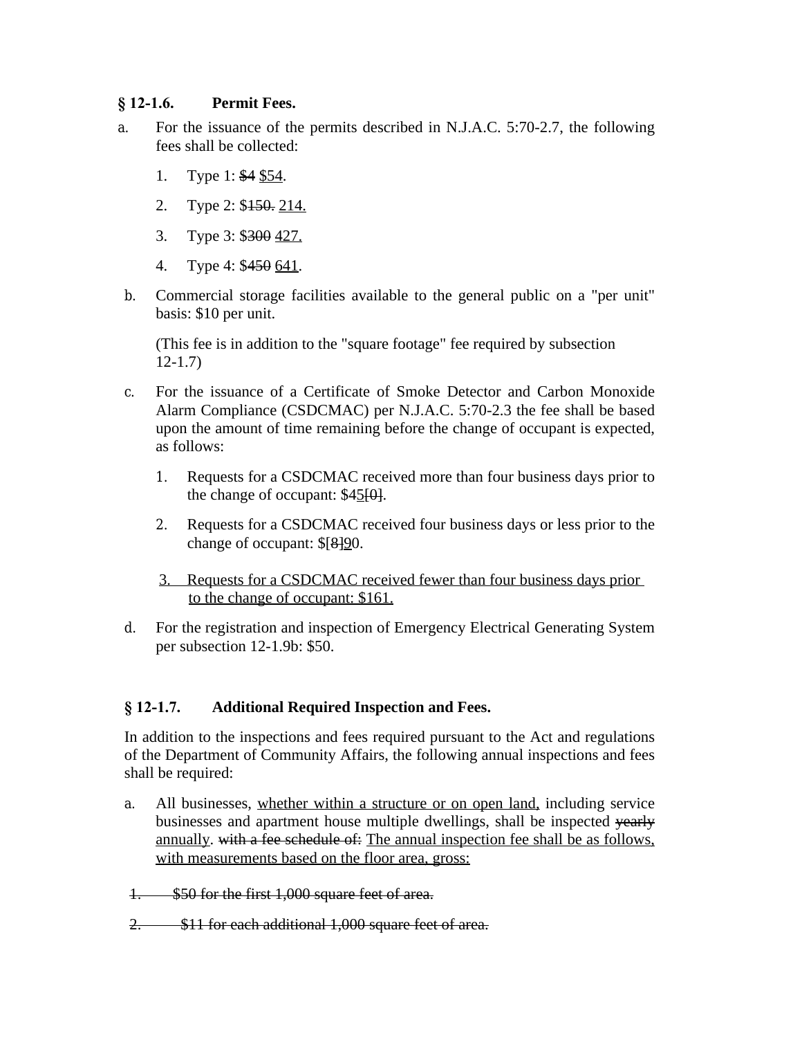**§ 12-1.6. Permit Fees.**

a. For the issuance of the permits described in N.J.A.C. 5:70-2.7, the following fees shall be collected:

1. Type 1: ~~$4~~ <u>$54</u>.
2. Type 2: $~~150.~~ <u>214.</u>
3. Type 3: $~~300~~ <u>427.</u>
4. Type 4: $~~450~~ <u>641</u>.

b. Commercial storage facilities available to the general public on a "per unit" basis: $10 per unit.

(This fee is in addition to the "square footage" fee required by subsection 12-1.7)

c. For the issuance of a Certificate of Smoke Detector and Carbon Monoxide Alarm Compliance (CSDCMAC) per N.J.A.C. 5:70-2.3 the fee shall be based upon the amount of time remaining before the change of occupant is expected, as follows:

1. Requests for a CSDCMAC received more than four business days prior to the change of occupant: $4<u>5</u>~~[0]~~.
2. Requests for a CSDCMAC received four business days or less prior to the change of occupant: $~~[8]~~<u>9</u>0.
3. <u>Requests for a CSDCMAC received fewer than four business days prior to the change of occupant: $161.</u>

d. For the registration and inspection of Emergency Electrical Generating System per subsection 12-1.9b: $50.

**§ 12-1.7. Additional Required Inspection and Fees.**

In addition to the inspections and fees required pursuant to the Act and regulations of the Department of Community Affairs, the following annual inspections and fees shall be required:

a. All businesses, <u>whether within a structure or on open land,</u> including service businesses and apartment house multiple dwellings, shall be inspected ~~yearly~~ <u>annually</u>. ~~with a fee schedule of:~~ <u>The annual inspection fee shall be as follows, with measurements based on the floor area, gross:</u>

~~1. $50 for the first 1,000 square feet of area.~~

~~2. $11 for each additional 1,000 square feet of area.~~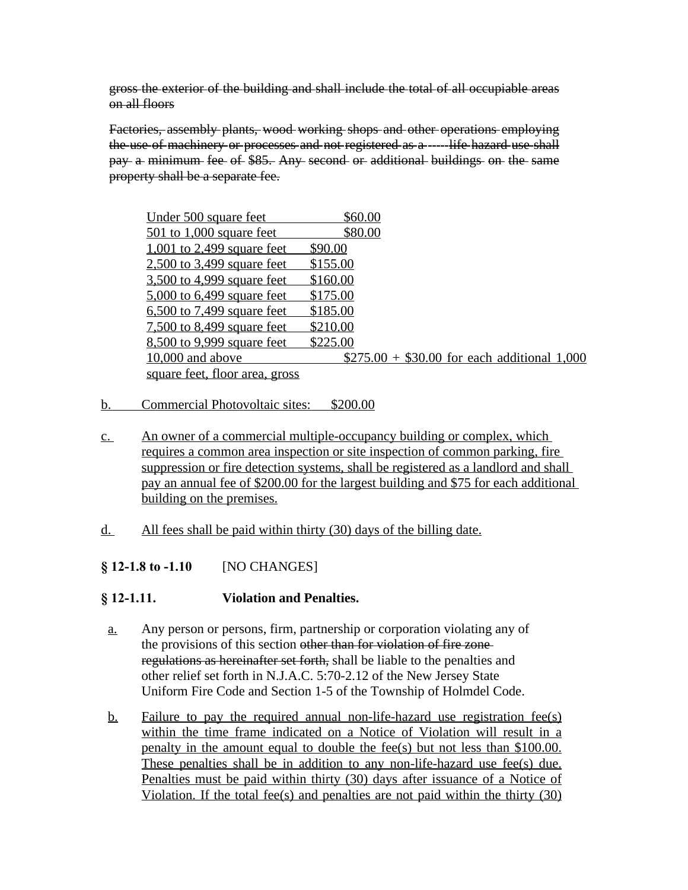~~gross the exterior of the building and shall include the total of all occupiable areas on all floors~~

~~Factories, assembly plants, wood working shops and other operations employing the use of machinery or processes and not registered as a -----life hazard use shall pay a minimum fee of $85. Any second or additional buildings on the same property shall be a separate fee.~~

| | |
|---|---|
| <u>Under 500 square feet</u> | <u>$60.00</u> |
| <u>501 to 1,000 square feet</u> | <u>$80.00</u> |
| <u>1,001 to 2,499 square feet</u> | <u>$90.00</u> |
| <u>2,500 to 3,499 square feet</u> | <u>$155.00</u> |
| <u>3,500 to 4,999 square feet</u> | <u>$160.00</u> |
| <u>5,000 to 6,499 square feet</u> | <u>$175.00</u> |
| <u>6,500 to 7,499 square feet</u> | <u>$185.00</u> |
| <u>7,500 to 8,499 square feet</u> | <u>$210.00</u> |
| <u>8,500 to 9,999 square feet</u> | <u>$225.00</u> |
| <u>10,000 and above</u> | <u>$275.00 + $30.00 for each additional 1,000 square feet, floor area, gross</u> |

<u>b.</u> <u>Commercial Photovoltaic sites: $200.00</u>

<u>c.</u> <u>An owner of a commercial multiple-occupancy building or complex, which requires a common area inspection or site inspection of common parking, fire suppression or fire detection systems, shall be registered as a landlord and shall pay an annual fee of $200.00 for the largest building and $75 for each additional building on the premises.</u>

<u>d.</u> <u>All fees shall be paid within thirty (30) days of the billing date.</u>

**§ 12-1.8 to -1.10** [NO CHANGES]

**§ 12-1.11. Violation and Penalties.**

<u>a.</u> Any person or persons, firm, partnership or corporation violating any of the provisions of this section ~~other than for violation of fire zone regulations as hereinafter set forth,~~ shall be liable to the penalties and other relief set forth in N.J.A.C. 5:70-2.12 of the New Jersey State Uniform Fire Code and Section 1-5 of the Township of Holmdel Code.

<u>b.</u> <u>Failure to pay the required annual non-life-hazard use registration fee(s) within the time frame indicated on a Notice of Violation will result in a penalty in the amount equal to double the fee(s) but not less than $100.00. These penalties shall be in addition to any non-life-hazard use fee(s) due. Penalties must be paid within thirty (30) days after issuance of a Notice of Violation. If the total fee(s) and penalties are not paid within the thirty (30)</u>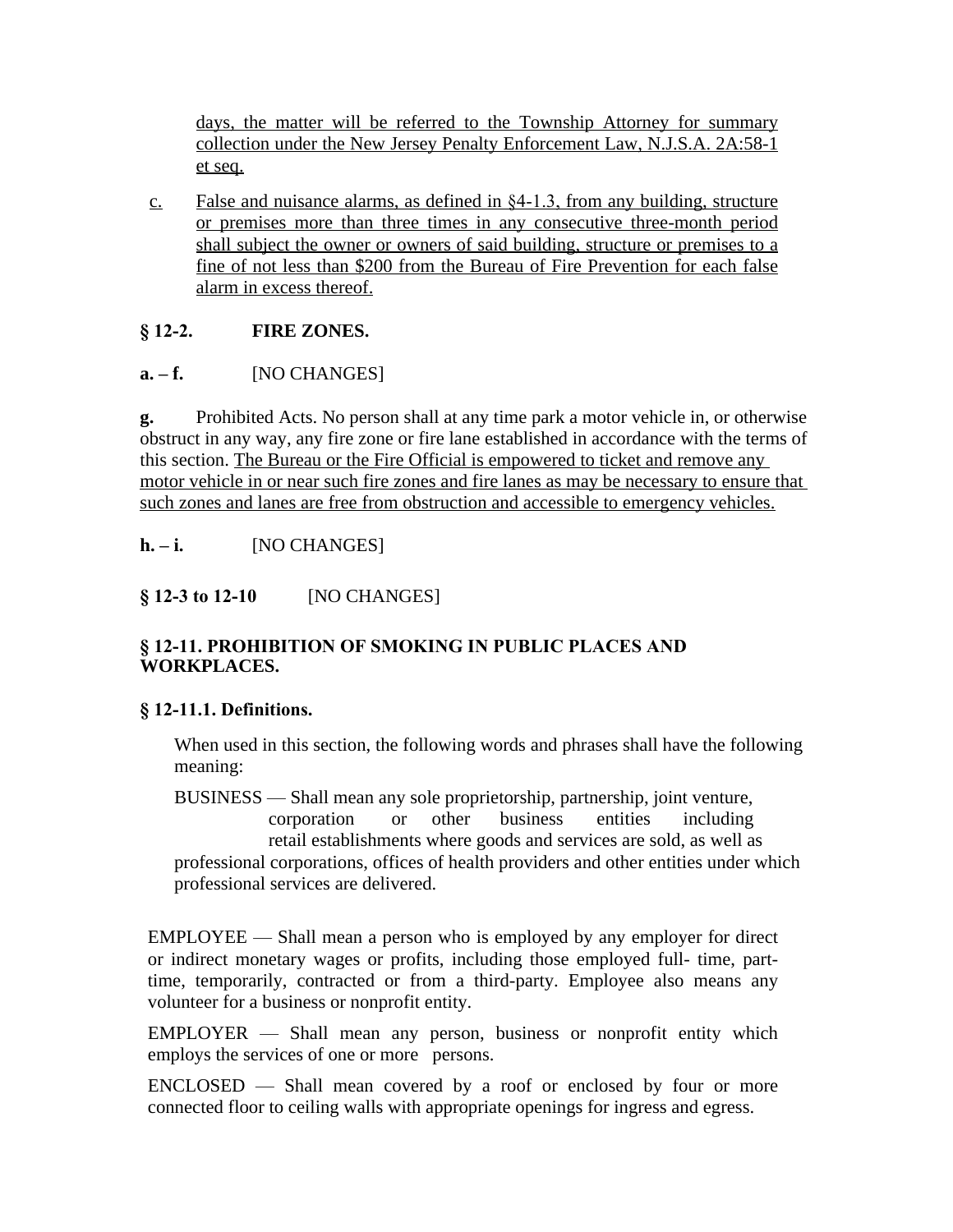days, the matter will be referred to the Township Attorney for summary collection under the New Jersey Penalty Enforcement Law, N.J.S.A. 2A:58-1 et seq.

c. False and nuisance alarms, as defined in §4-1.3, from any building, structure or premises more than three times in any consecutive three-month period shall subject the owner or owners of said building, structure or premises to a fine of not less than $200 from the Bureau of Fire Prevention for each false alarm in excess thereof.

**§ 12-2. FIRE ZONES.**

**a. – f.** [NO CHANGES]

**g.** Prohibited Acts. No person shall at any time park a motor vehicle in, or otherwise obstruct in any way, any fire zone or fire lane established in accordance with the terms of this section. The Bureau or the Fire Official is empowered to ticket and remove any motor vehicle in or near such fire zones and fire lanes as may be necessary to ensure that such zones and lanes are free from obstruction and accessible to emergency vehicles.

**h. – i.** [NO CHANGES]

**§ 12-3 to 12-10** [NO CHANGES]

**§ 12-11. PROHIBITION OF SMOKING IN PUBLIC PLACES AND WORKPLACES.**

**§ 12-11.1. Definitions.**

When used in this section, the following words and phrases shall have the following meaning:

BUSINESS — Shall mean any sole proprietorship, partnership, joint venture, corporation or other business entities including retail establishments where goods and services are sold, as well as professional corporations, offices of health providers and other entities under which professional services are delivered.

EMPLOYEE — Shall mean a person who is employed by any employer for direct or indirect monetary wages or profits, including those employed full- time, part-time, temporarily, contracted or from a third-party. Employee also means any volunteer for a business or nonprofit entity.

EMPLOYER — Shall mean any person, business or nonprofit entity which employs the services of one or more persons.

ENCLOSED — Shall mean covered by a roof or enclosed by four or more connected floor to ceiling walls with appropriate openings for ingress and egress.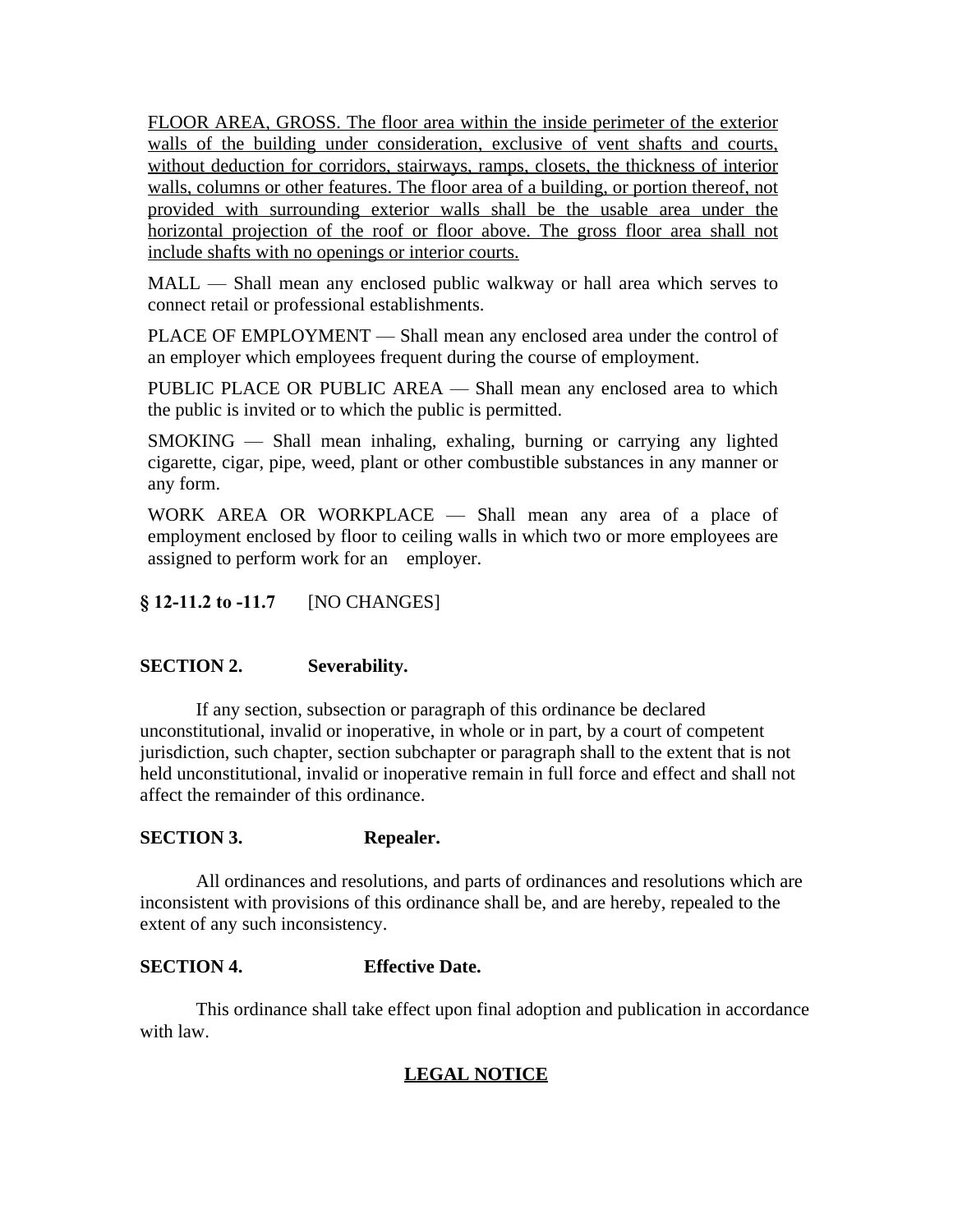<u>FLOOR AREA, GROSS. The floor area within the inside perimeter of the exterior walls of the building under consideration, exclusive of vent shafts and courts, without deduction for corridors, stairways, ramps, closets, the thickness of interior walls, columns or other features. The floor area of a building, or portion thereof, not provided with surrounding exterior walls shall be the usable area under the horizontal projection of the roof or floor above. The gross floor area shall not include shafts with no openings or interior courts.</u>

MALL — Shall mean any enclosed public walkway or hall area which serves to connect retail or professional establishments.

PLACE OF EMPLOYMENT — Shall mean any enclosed area under the control of an employer which employees frequent during the course of employment.

PUBLIC PLACE OR PUBLIC AREA — Shall mean any enclosed area to which the public is invited or to which the public is permitted.

SMOKING — Shall mean inhaling, exhaling, burning or carrying any lighted cigarette, cigar, pipe, weed, plant or other combustible substances in any manner or any form.

WORK AREA OR WORKPLACE — Shall mean any area of a place of employment enclosed by floor to ceiling walls in which two or more employees are assigned to perform work for an employer.

**§ 12-11.2 to -11.7** [NO CHANGES]

**SECTION 2. Severability.**

If any section, subsection or paragraph of this ordinance be declared unconstitutional, invalid or inoperative, in whole or in part, by a court of competent jurisdiction, such chapter, section subchapter or paragraph shall to the extent that is not held unconstitutional, invalid or inoperative remain in full force and effect and shall not affect the remainder of this ordinance.

**SECTION 3. Repealer.**

All ordinances and resolutions, and parts of ordinances and resolutions which are inconsistent with provisions of this ordinance shall be, and are hereby, repealed to the extent of any such inconsistency.

**SECTION 4. Effective Date.**

This ordinance shall take effect upon final adoption and publication in accordance with law.

**<u>LEGAL NOTICE</u>**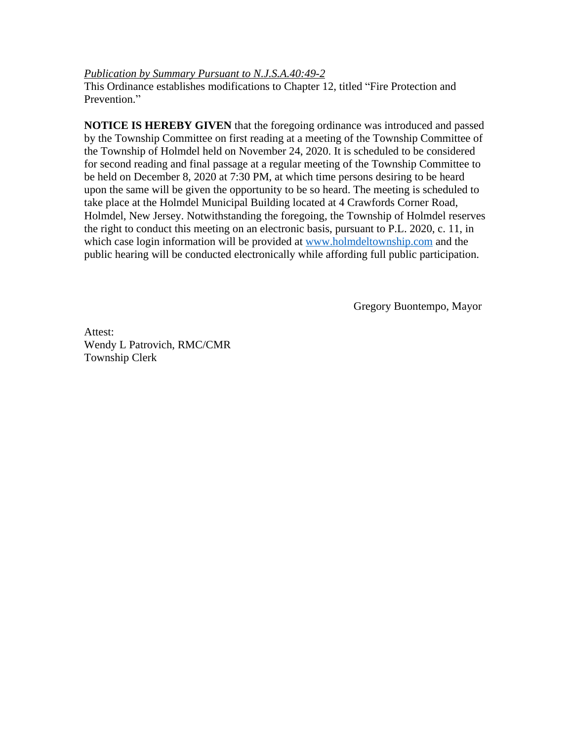*Publication by Summary Pursuant to N.J.S.A.40:49-2*

This Ordinance establishes modifications to Chapter 12, titled “Fire Protection and Prevention.”

**NOTICE IS HEREBY GIVEN** that the foregoing ordinance was introduced and passed by the Township Committee on first reading at a meeting of the Township Committee of the Township of Holmdel held on November 24, 2020. It is scheduled to be considered for second reading and final passage at a regular meeting of the Township Committee to be held on December 8, 2020 at 7:30 PM, at which time persons desiring to be heard upon the same will be given the opportunity to be so heard. The meeting is scheduled to take place at the Holmdel Municipal Building located at 4 Crawfords Corner Road, Holmdel, New Jersey. Notwithstanding the foregoing, the Township of Holmdel reserves the right to conduct this meeting on an electronic basis, pursuant to P.L. 2020, c. 11, in which case login information will be provided at www.holmdeltownship.com and the public hearing will be conducted electronically while affording full public participation.

Gregory Buontempo, Mayor

Attest:
Wendy L Patrovich, RMC/CMR
Township Clerk